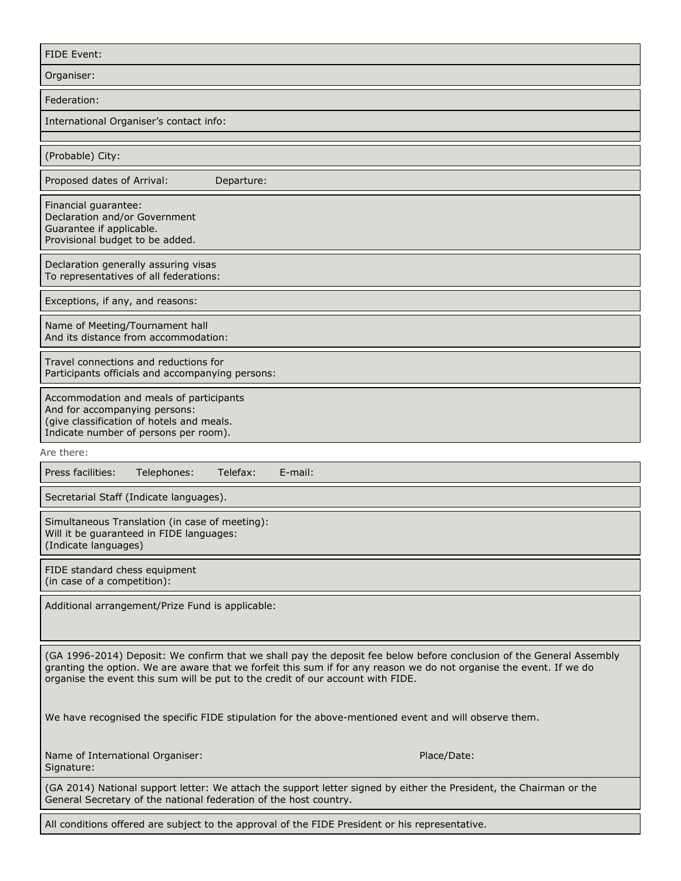FIDE Event:

Organiser:

Federation:

International Organiser's contact info:

(Probable) City:

Proposed dates of Arrival: Departure:

Financial guarantee:
Declaration and/or Government
Guarantee if applicable.
Provisional budget to be added.

Declaration generally assuring visas
To representatives of all federations:

Exceptions, if any, and reasons:

Name of Meeting/Tournament hall
And its distance from accommodation:

Travel connections and reductions for
Participants officials and accompanying persons:

Accommodation and meals of participants
And for accompanying persons:
(give classification of hotels and meals.
Indicate number of persons per room).

Are there:

Press facilities: Telephones: Telefax: E-mail:

Secretarial Staff (Indicate languages).

Simultaneous Translation (in case of meeting):
Will it be guaranteed in FIDE languages:
(Indicate languages)

FIDE standard chess equipment
(in case of a competition):

Additional arrangement/Prize Fund is applicable:

(GA 1996-2014) Deposit: We confirm that we shall pay the deposit fee below before conclusion of the General Assembly granting the option. We are aware that we forfeit this sum if for any reason we do not organise the event. If we do organise the event this sum will be put to the credit of our account with FIDE.

We have recognised the specific FIDE stipulation for the above-mentioned event and will observe them.

Name of International Organiser: Place/Date:
Signature:

(GA 2014) National support letter: We attach the support letter signed by either the President, the Chairman or the General Secretary of the national federation of the host country.

All conditions offered are subject to the approval of the FIDE President or his representative.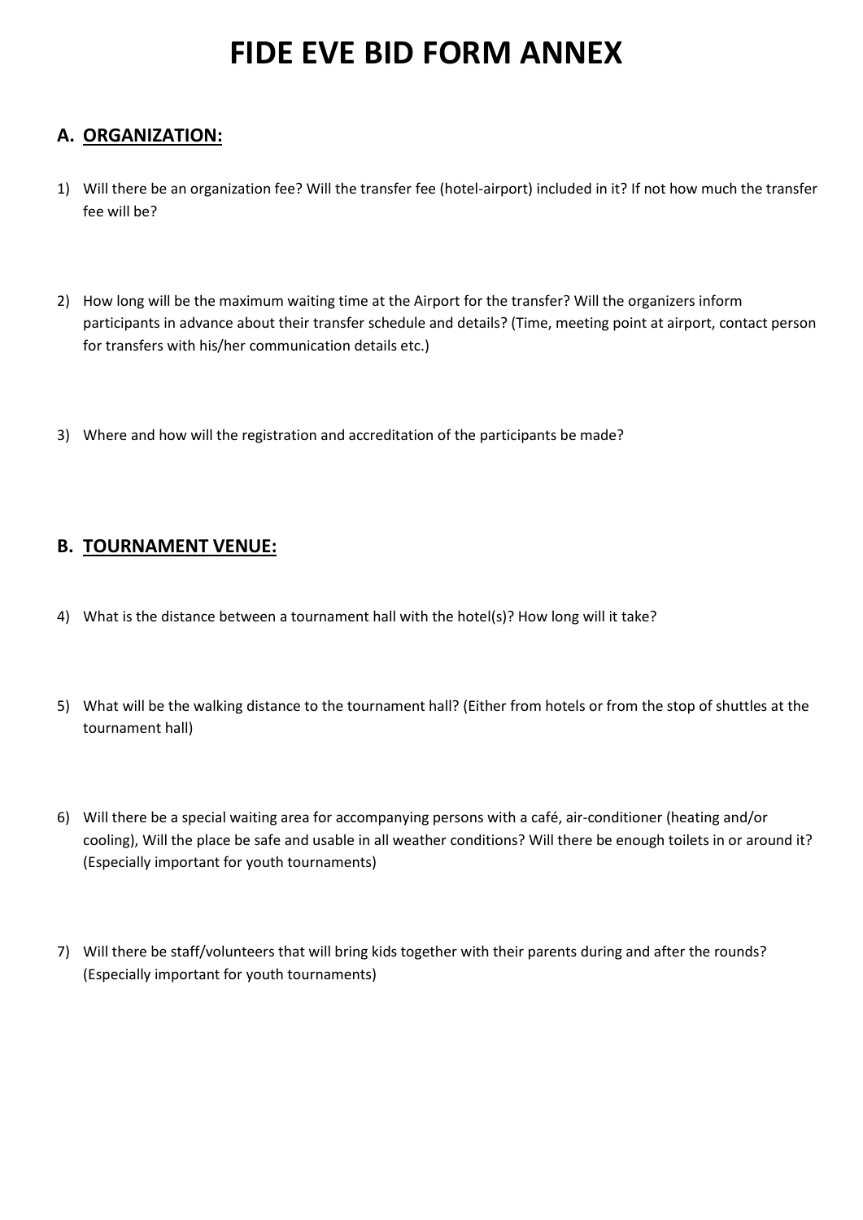# FIDE EVE BID FORM ANNEX

## A. ORGANIZATION:

1) Will there be an organization fee? Will the transfer fee (hotel-airport) included in it? If not how much the transfer fee will be?

2) How long will be the maximum waiting time at the Airport for the transfer? Will the organizers inform participants in advance about their transfer schedule and details? (Time, meeting point at airport, contact person for transfers with his/her communication details etc.)

3) Where and how will the registration and accreditation of the participants be made?

## B. TOURNAMENT VENUE:

4) What is the distance between a tournament hall with the hotel(s)? How long will it take?

5) What will be the walking distance to the tournament hall? (Either from hotels or from the stop of shuttles at the tournament hall)

6) Will there be a special waiting area for accompanying persons with a café, air-conditioner (heating and/or cooling), Will the place be safe and usable in all weather conditions? Will there be enough toilets in or around it? (Especially important for youth tournaments)

7) Will there be staff/volunteers that will bring kids together with their parents during and after the rounds? (Especially important for youth tournaments)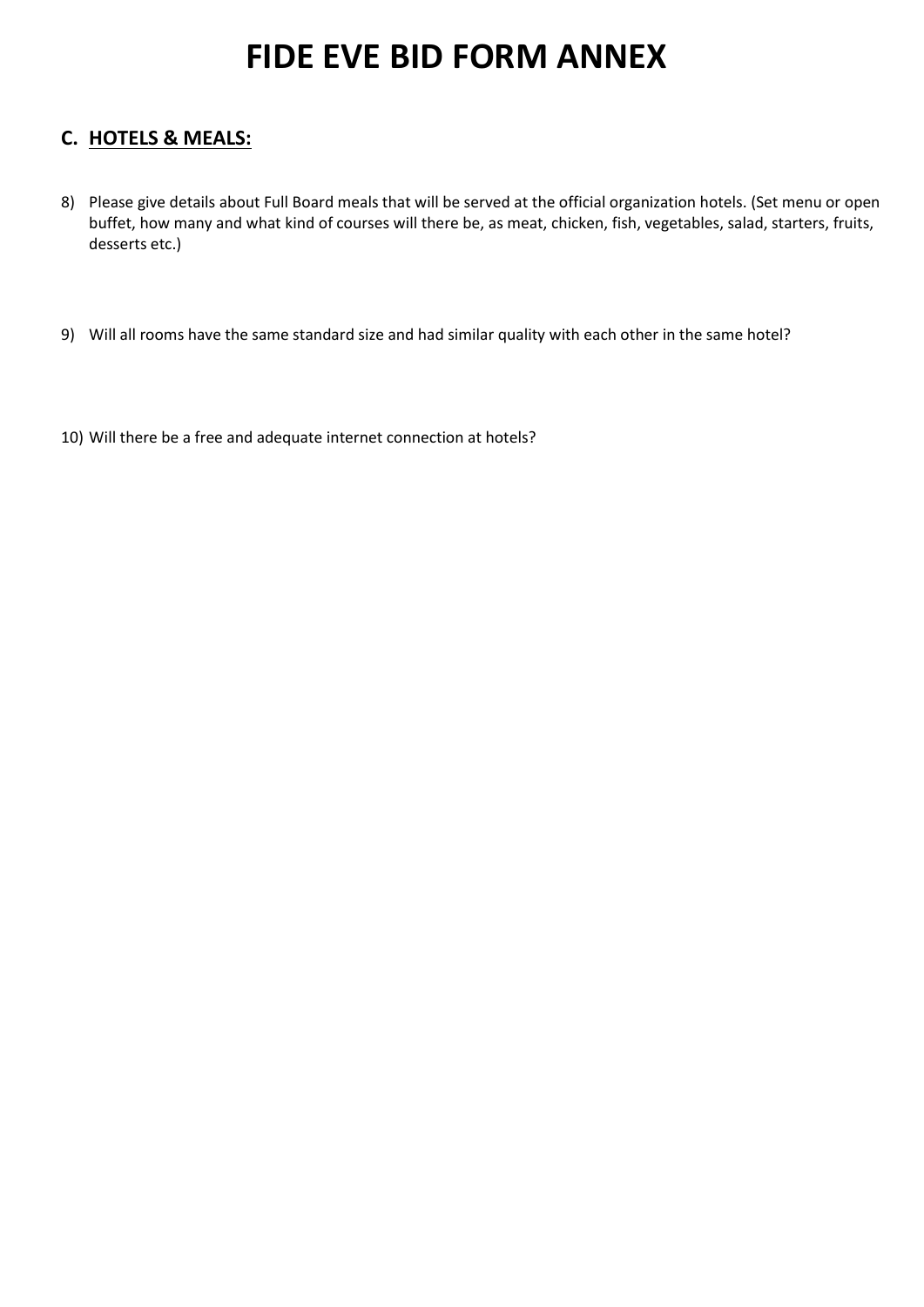# FIDE EVE BID FORM ANNEX

## C. HOTELS & MEALS:

8) Please give details about Full Board meals that will be served at the official organization hotels. (Set menu or open buffet, how many and what kind of courses will there be, as meat, chicken, fish, vegetables, salad, starters, fruits, desserts etc.)

9) Will all rooms have the same standard size and had similar quality with each other in the same hotel?

10) Will there be a free and adequate internet connection at hotels?